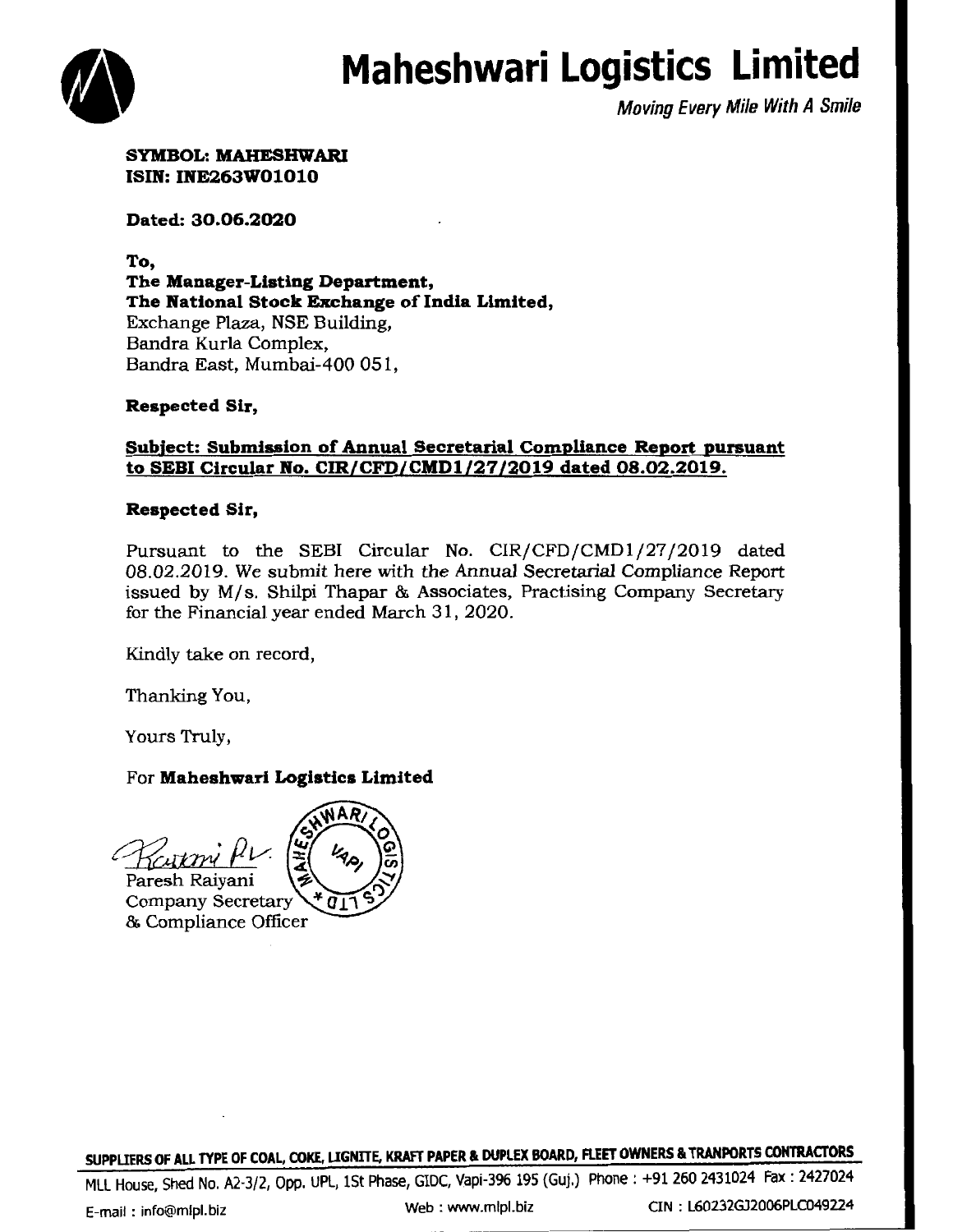# Maheshwari Logistics Limited

*Moving Every Mile With A Smile*

**SYMBOL: MAHESHWARI**
**ISIN: INE263W01010**

**Dated: 30.06.2020**

**To,**
**The Manager-Listing Department,**
**The National Stock Exchange of India Limited,**
Exchange Plaza, NSE Building,
Bandra Kurla Complex,
Bandra East, Mumbai-400 051,

**Respected Sir,**

**Subject: Submission of Annual Secretarial Compliance Report pursuant to SEBI Circular No. CIR/CFD/CMD1/27/2019 dated 08.02.2019.**

**Respected Sir,**

Pursuant to the SEBI Circular No. CIR/CFD/CMD1/27/2019 dated 08.02.2019. We submit here with the Annual Secretarial Compliance Report issued by M/s. Shilpi Thapar & Associates, Practising Company Secretary for the Financial year ended March 31, 2020.

Kindly take on record,

Thanking You,

Yours Truly,

For **Maheshwari Logistics Limited**

Paresh Raiyani
Company Secretary
& Compliance Officer

SUPPLIERS OF ALL TYPE OF COAL, COKE, LIGNITE, KRAFT PAPER & DUPLEX BOARD, FLEET OWNERS & TRANPORTS CONTRACTORS

MLL House, Shed No. A2-3/2, Opp. UPL, 1St Phase, GIDC, Vapi-396 195 (Guj.) Phone : +91 260 2431024 Fax : 2427024

E-mail : info@mlpl.biz Web : www.mlpl.biz CIN : L60232GJ2006PLC049224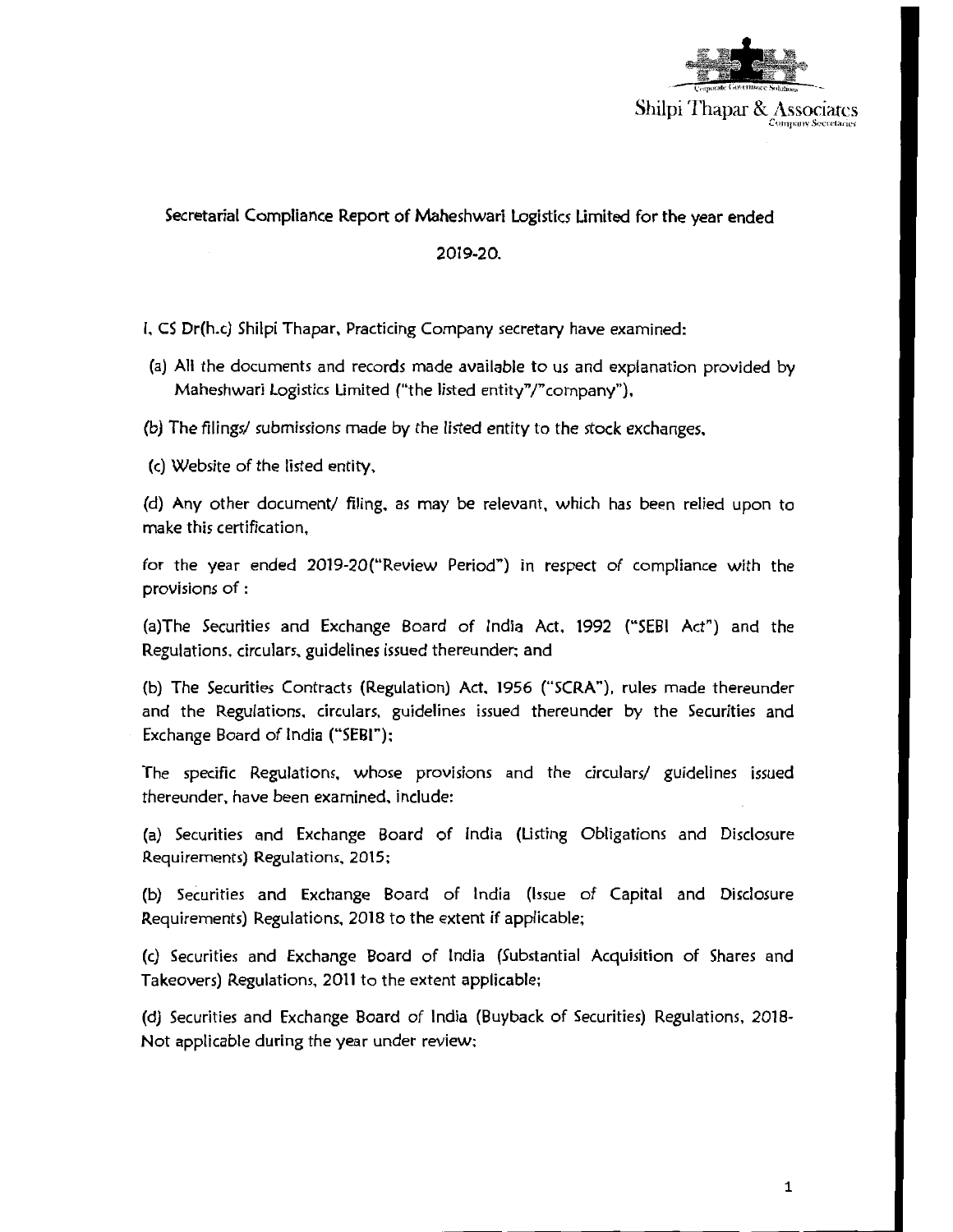Secretarial Compliance Report of Maheshwari Logistics Limited for the year ended 2019-20.

I, CS Dr(h.c) Shilpi Thapar, Practicing Company secretary have examined:

(a) All the documents and records made available to us and explanation provided by Maheshwari Logistics Limited ("the listed entity"/"company"),

(b) The filings/ submissions made by the listed entity to the stock exchanges,

(c) Website of the listed entity,

(d) Any other document/ filing, as may be relevant, which has been relied upon to make this certification,

for the year ended 2019-20("Review Period") in respect of compliance with the provisions of :

(a)The Securities and Exchange Board of India Act, 1992 ("SEBI Act") and the Regulations, circulars, guidelines issued thereunder; and

(b) The Securities Contracts (Regulation) Act, 1956 ("SCRA"), rules made thereunder and the Regulations, circulars, guidelines issued thereunder by the Securities and Exchange Board of India ("SEBI");

The specific Regulations, whose provisions and the circulars/ guidelines issued thereunder, have been examined, include:

(a) Securities and Exchange Board of India (Listing Obligations and Disclosure Requirements) Regulations, 2015;

(b) Securities and Exchange Board of India (Issue of Capital and Disclosure Requirements) Regulations, 2018 to the extent if applicable;

(c) Securities and Exchange Board of India (Substantial Acquisition of Shares and Takeovers) Regulations, 2011 to the extent applicable;

(d) Securities and Exchange Board of India (Buyback of Securities) Regulations, 2018- Not applicable during the year under review;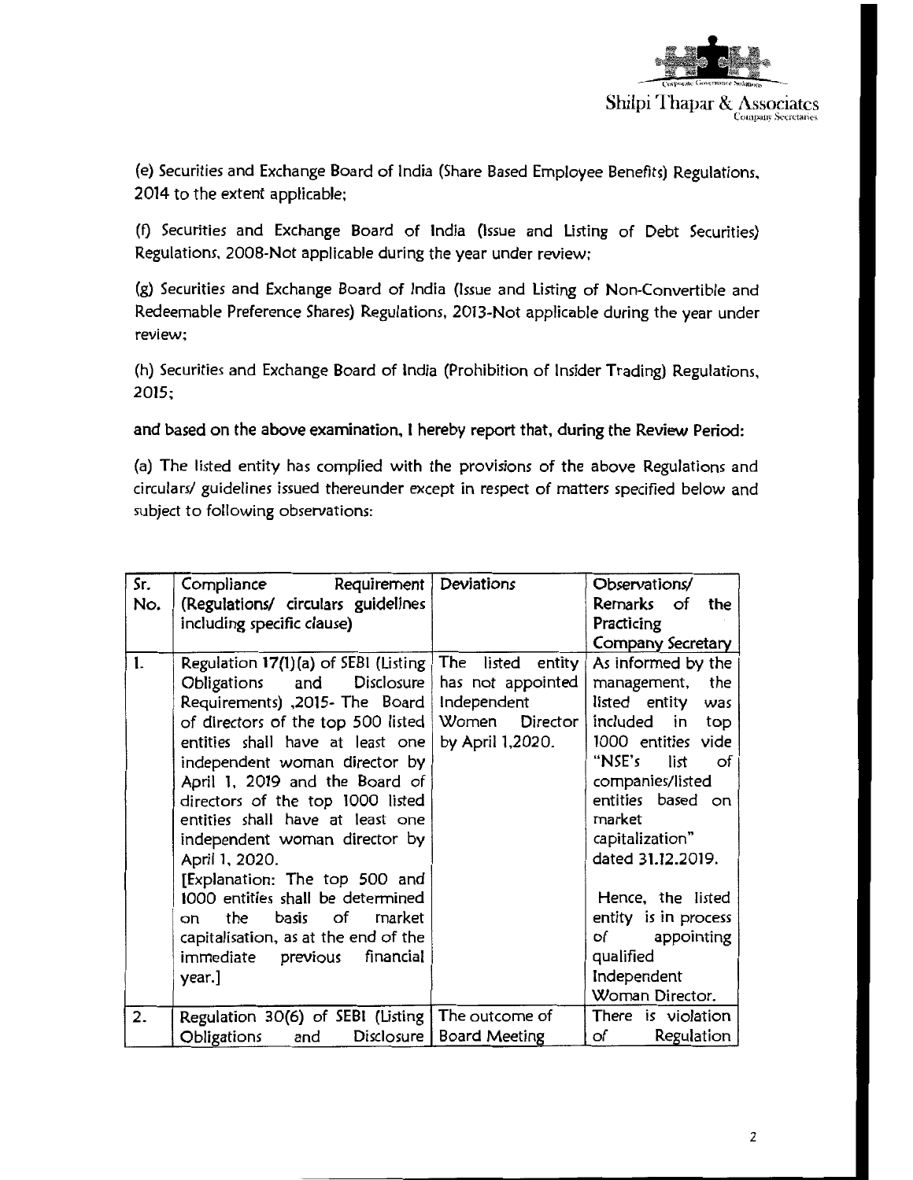(e) Securities and Exchange Board of India (Share Based Employee Benefits) Regulations, 2014 to the extent applicable;

(f) Securities and Exchange Board of India (Issue and Listing of Debt Securities) Regulations, 2008-Not applicable during the year under review;

(g) Securities and Exchange Board of India (Issue and Listing of Non-Convertible and Redeemable Preference Shares) Regulations, 2013-Not applicable during the year under review;

(h) Securities and Exchange Board of India (Prohibition of Insider Trading) Regulations, 2015;

**and based on the above examination, I hereby report that, during the Review Period:**

(a) The listed entity has complied with the provisions of the above Regulations and circulars/ guidelines issued thereunder except in respect of matters specified below and subject to following observations:

| Sr. No. | Compliance Requirement (Regulations/ circulars guidelines including specific clause) | Deviations | Observations/ Remarks of the Practicing Company Secretary |
|---|---|---|---|
| 1. | Regulation 17(1)(a) of SEBI (Listing Obligations and Disclosure Requirements) ,2015- The Board of directors of the top 500 listed entities shall have at least one independent woman director by April 1, 2019 and the Board of directors of the top 1000 listed entities shall have at least one independent woman director by April 1, 2020. [Explanation: The top 500 and 1000 entities shall be determined on the basis of market capitalisation, as at the end of the immediate previous financial year.] | The listed entity has not appointed Independent Women Director by April 1,2020. | As informed by the management, the listed entity was included in top 1000 entities vide "NSE's list of companies/listed entities based on market capitalization" dated 31.12.2019. Hence, the listed entity is in process of appointing qualified Independent Woman Director. |
| 2. | Regulation 30(6) of SEBI (Listing Obligations and Disclosure | The outcome of Board Meeting | There is violation of Regulation |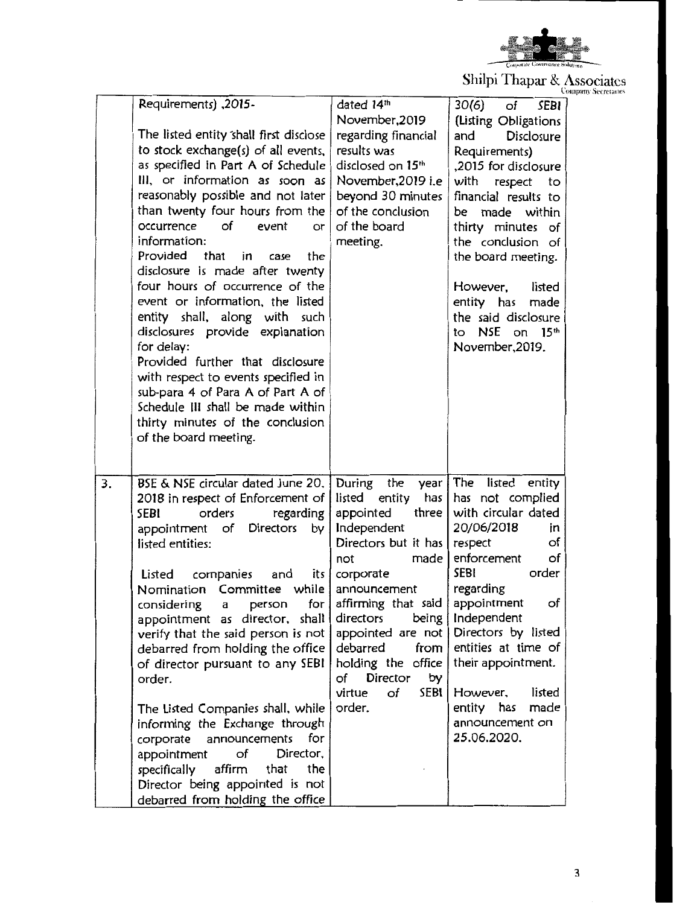| | | | |
|---|---|---|---|
| | Requirements) ,2015-<br><br>The listed entity shall first disclose to stock exchange(s) of all events, as specified in Part A of Schedule III, or information as soon as reasonably possible and not later than twenty four hours from the occurrence of event or information:<br>Provided that in case the disclosure is made after twenty four hours of occurrence of the event or information, the listed entity shall, along with such disclosures provide explanation for delay:<br>Provided further that disclosure with respect to events specified in sub-para 4 of Para A of Part A of Schedule III shall be made within thirty minutes of the conclusion of the board meeting. | dated 14th November,2019 regarding financial results was disclosed on 15th November,2019 i.e beyond 30 minutes of the conclusion of the board meeting. | 30(6) of SEBI (Listing Obligations and Disclosure Requirements) ,2015 for disclosure with respect to financial results to be made within thirty minutes of the conclusion of the board meeting.<br><br>However, listed entity has made the said disclosure to NSE on 15th November,2019. |
| 3. | BSE & NSE circular dated June 20, 2018 in respect of Enforcement of SEBI orders regarding appointment of Directors by listed entities:<br><br>Listed companies and its Nomination Committee while considering a person for appointment as director, shall verify that the said person is not debarred from holding the office of director pursuant to any SEBI order.<br><br>The Listed Companies shall, while informing the Exchange through corporate announcements for appointment of Director, specifically affirm that the Director being appointed is not debarred from holding the office | During the year listed entity has appointed three Independent Directors but it has not made corporate announcement affirming that said directors being appointed are not debarred from holding the office of Director by virtue of SEBI order. | The listed entity has not complied with circular dated 20/06/2018 in respect of enforcement of SEBI order regarding appointment of Independent Directors by listed entities at time of their appointment.<br><br>However, listed entity has made announcement on 25.06.2020. |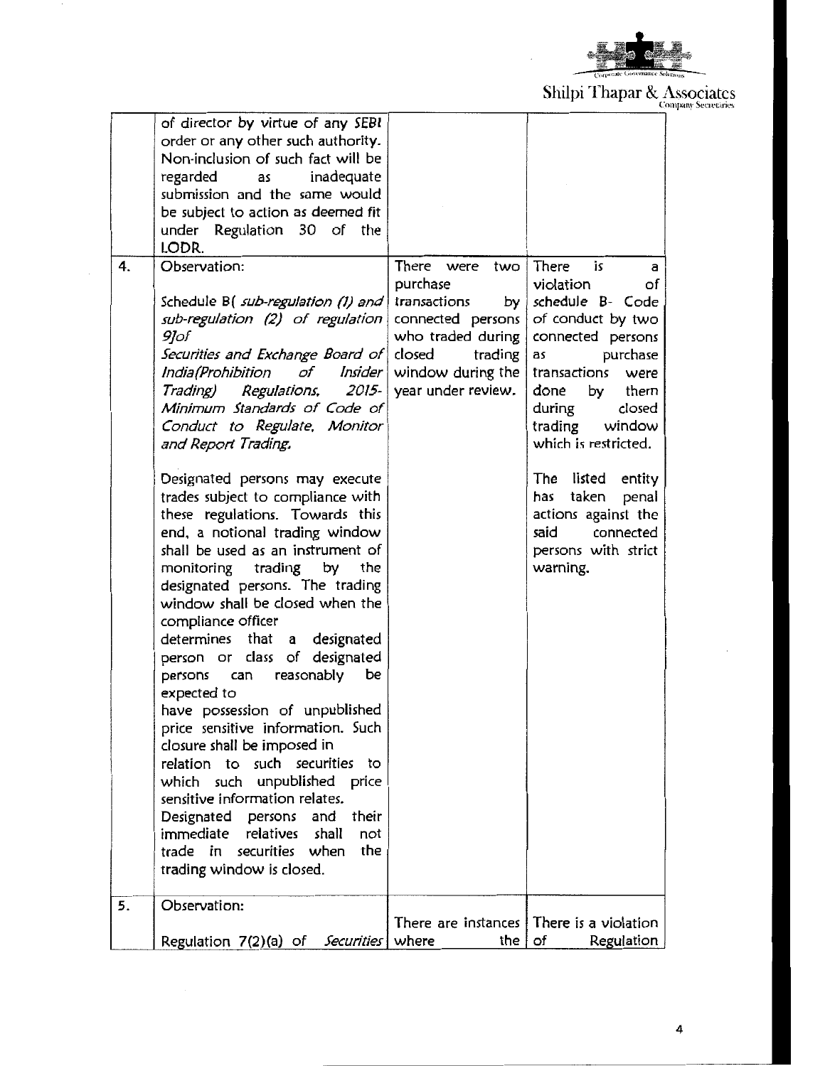| | | | |
|---|---|---|---|
| | of director by virtue of any *SEBI* order or any other such authority. Non-inclusion of such fact will be regarded as inadequate submission and the same would be subject to action as deemed fit under Regulation 30 of the LODR. | | |
| 4. | Observation:<br><br>Schedule B( *sub-regulation (1) and sub-regulation (2) of regulation 9]of Securities and Exchange Board of India(Prohibition of Insider Trading) Regulations, 2015- Minimum Standards of Code of Conduct to Regulate, Monitor and Report Trading.*<br><br>Designated persons may execute trades subject to compliance with these regulations. Towards this end, a notional trading window shall be used as an instrument of monitoring trading by the designated persons. The trading window shall be closed when the compliance officer determines that a designated person or class of designated persons can reasonably be expected to have possession of unpublished price sensitive information. Such closure shall be imposed in relation to such securities to which such unpublished price sensitive information relates. Designated persons and their immediate relatives shall not trade in securities when the trading window is closed. | There were two purchase transactions by connected persons who traded during closed trading window during the year under review. | There is a violation of schedule B- Code of conduct by two connected persons as purchase transactions were done by them during closed trading window which is restricted.<br><br>The listed entity has taken penal actions against the said connected persons with strict warning. |
| 5. | Observation:<br><br>Regulation 7(2)(a) of *Securities* | There are instances where the | There is a violation of Regulation |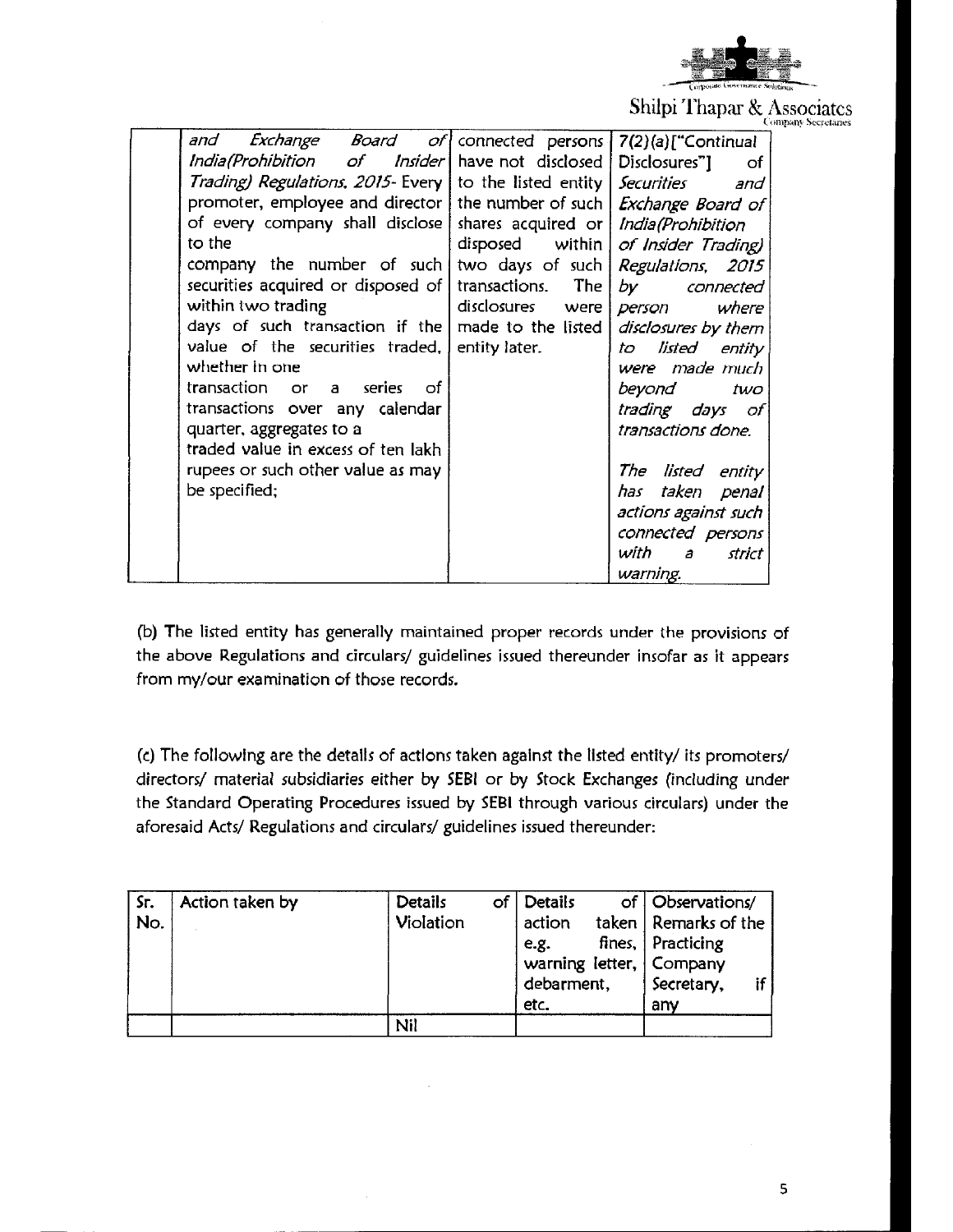|  | and Exchange Board of India(Prohibition of Insider Trading) Regulations, 2015- Every promoter, employee and director of every company shall disclose to the company the number of such securities acquired or disposed of within two trading days of such transaction if the value of the securities traded, whether in one transaction or a series of transactions over any calendar quarter, aggregates to a traded value in excess of ten lakh rupees or such other value as may be specified; | connected persons have not disclosed to the listed entity the number of such shares acquired or disposed within two days of such transactions. The disclosures were made to the listed entity later. | 7(2)(a)["Continual Disclosures"] of *Securities and Exchange Board of India(Prohibition of Insider Trading) Regulations, 2015 by connected person where disclosures by them to listed entity were made much beyond two trading days of transactions done.*<br><br>*The listed entity has taken penal actions against such connected persons with a strict warning.* |
|---|---|---|---|

(b) The listed entity has generally maintained proper records under the provisions of the above Regulations and circulars/ guidelines issued thereunder insofar as it appears from my/our examination of those records.

(c) The following are the details of actions taken against the listed entity/ its promoters/ directors/ material subsidiaries either by SEBI or by Stock Exchanges (including under the Standard Operating Procedures issued by SEBI through various circulars) under the aforesaid Acts/ Regulations and circulars/ guidelines issued thereunder:

| Sr. No. | Action taken by | Details of Violation | Details of action taken e.g. fines, warning letter, debarment, etc. | Observations/ Remarks of the Practicing Company Secretary, if any |
|---|---|---|---|---|
|  |  | Nil |  |  |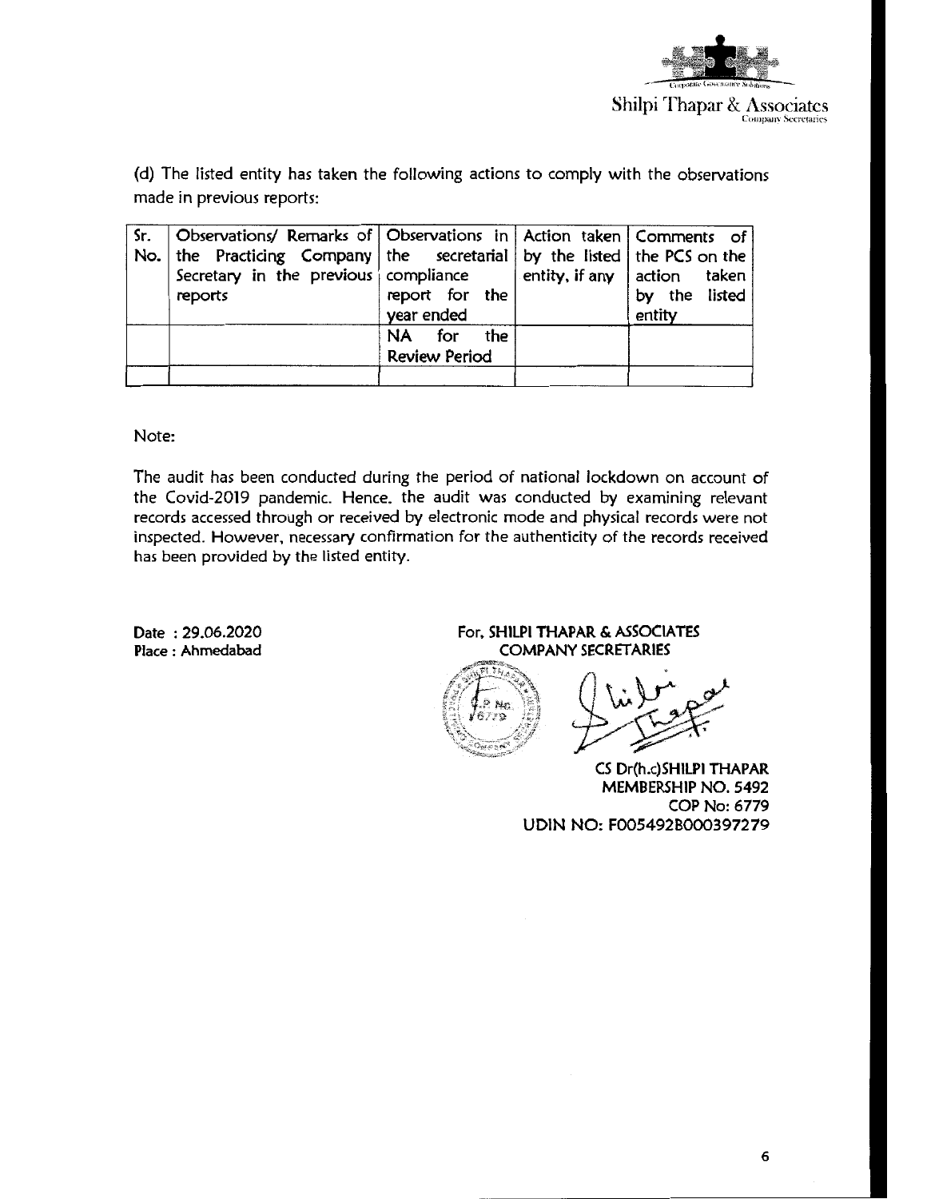(d) The listed entity has taken the following actions to comply with the observations made in previous reports:

| Sr. No. | Observations/ Remarks of the Practicing Company Secretary in the previous reports | Observations in the secretarial compliance report for the year ended | Action taken by the listed entity, if any | Comments of the PCS on the action taken by the listed entity |
|---|---|---|---|---|
| | | NA for the Review Period | | |
| | | | | |

Note:

The audit has been conducted during the period of national lockdown on account of the Covid-2019 pandemic. Hence, the audit was conducted by examining relevant records accessed through or received by electronic mode and physical records were not inspected. However, necessary confirmation for the authenticity of the records received has been provided by the listed entity.

Date : 29.06.2020
Place : Ahmedabad

For, SHILPI THAPAR & ASSOCIATES
COMPANY SECRETARIES

CS Dr(h.c)SHILPI THAPAR
MEMBERSHIP NO. 5492
COP No: 6779
UDIN NO: F005492B000397279